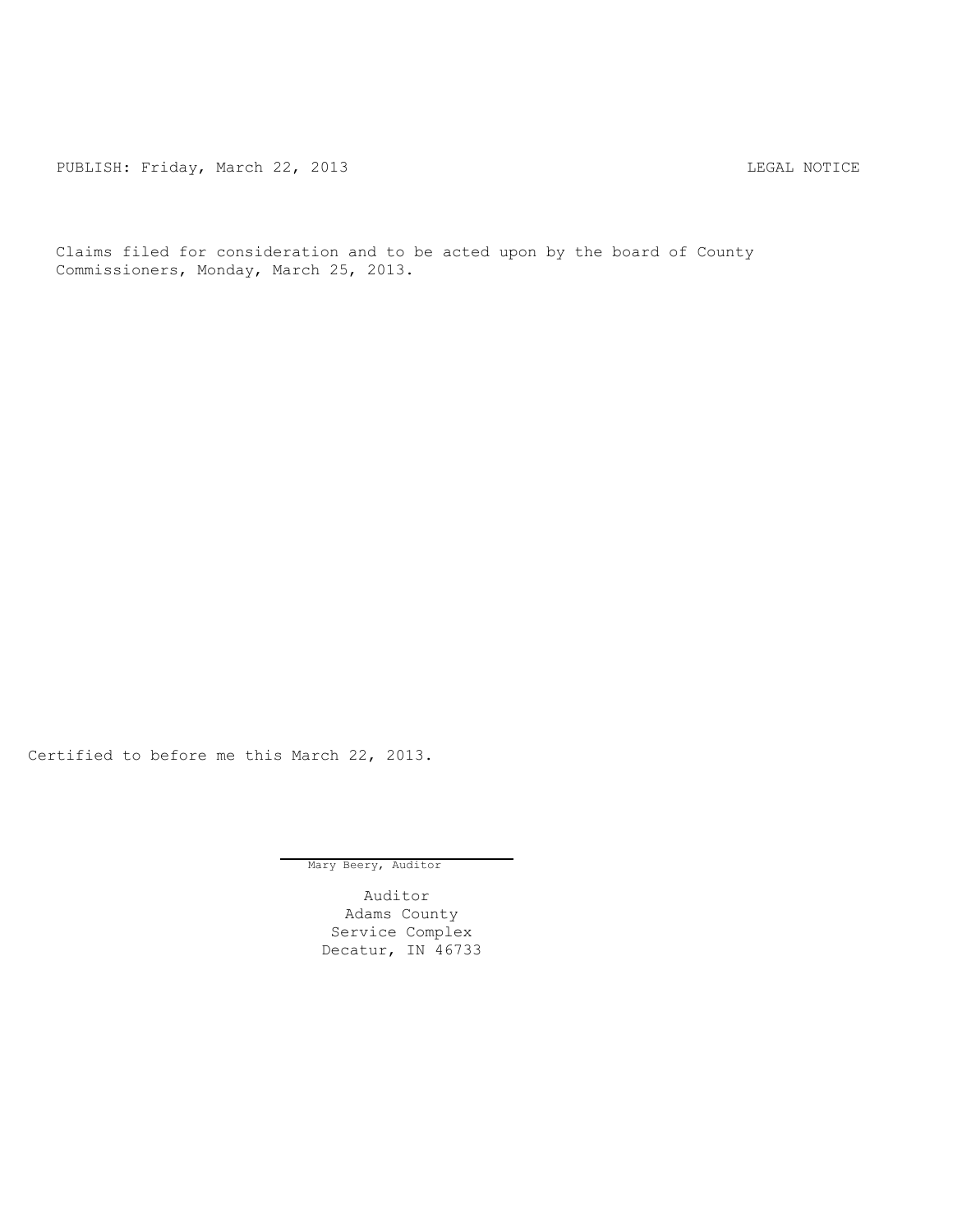PUBLISH: Friday, March 22, 2013 LEGAL NOTICE

Claims filed for consideration and to be acted upon by the board of County Commissioners, Monday, March 25, 2013.

Certified to before me this March 22, 2013.

Mary Beery, Auditor

Auditor
Adams County
Service Complex
Decatur, IN 46733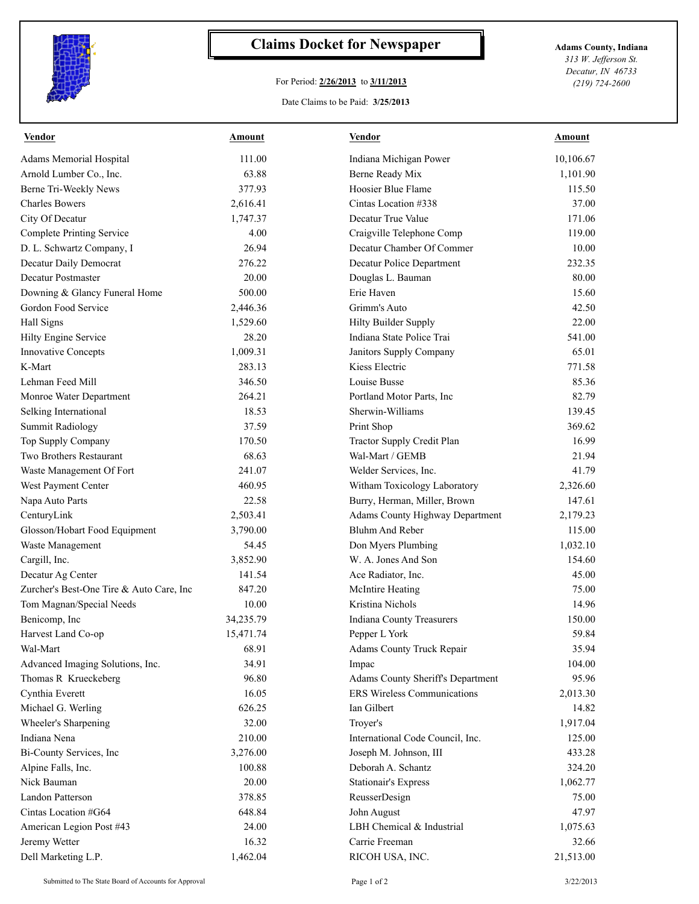# Claims Docket for Newspaper

For Period: **2/26/2013** to **3/11/2013**

Date Claims to be Paid: **3/25/2013**

**Adams County, Indiana**
*313 W. Jefferson St.*
*Decatur, IN 46733*
*(219) 724-2600*

| Vendor | Amount | Vendor | Amount |
|---|---|---|---|
| Adams Memorial Hospital | 111.00 | Indiana Michigan Power | 10,106.67 |
| Arnold Lumber Co., Inc. | 63.88 | Berne Ready Mix | 1,101.90 |
| Berne Tri-Weekly News | 377.93 | Hoosier Blue Flame | 115.50 |
| Charles Bowers | 2,616.41 | Cintas Location #338 | 37.00 |
| City Of Decatur | 1,747.37 | Decatur True Value | 171.06 |
| Complete Printing Service | 4.00 | Craigville Telephone Comp | 119.00 |
| D. L. Schwartz Company, I | 26.94 | Decatur Chamber Of Commer | 10.00 |
| Decatur Daily Democrat | 276.22 | Decatur Police Department | 232.35 |
| Decatur Postmaster | 20.00 | Douglas L. Bauman | 80.00 |
| Downing & Glancy Funeral Home | 500.00 | Erie Haven | 15.60 |
| Gordon Food Service | 2,446.36 | Grimm's Auto | 42.50 |
| Hall Signs | 1,529.60 | Hilty Builder Supply | 22.00 |
| Hilty Engine Service | 28.20 | Indiana State Police Trai | 541.00 |
| Innovative Concepts | 1,009.31 | Janitors Supply Company | 65.01 |
| K-Mart | 283.13 | Kiess Electric | 771.58 |
| Lehman Feed Mill | 346.50 | Louise Busse | 85.36 |
| Monroe Water Department | 264.21 | Portland Motor Parts, Inc | 82.79 |
| Selking International | 18.53 | Sherwin-Williams | 139.45 |
| Summit Radiology | 37.59 | Print Shop | 369.62 |
| Top Supply Company | 170.50 | Tractor Supply Credit Plan | 16.99 |
| Two Brothers Restaurant | 68.63 | Wal-Mart / GEMB | 21.94 |
| Waste Management Of Fort | 241.07 | Welder Services, Inc. | 41.79 |
| West Payment Center | 460.95 | Witham Toxicology Laboratory | 2,326.60 |
| Napa Auto Parts | 22.58 | Burry, Herman, Miller, Brown | 147.61 |
| CenturyLink | 2,503.41 | Adams County Highway Department | 2,179.23 |
| Glosson/Hobart Food Equipment | 3,790.00 | Bluhm And Reber | 115.00 |
| Waste Management | 54.45 | Don Myers Plumbing | 1,032.10 |
| Cargill, Inc. | 3,852.90 | W. A. Jones And Son | 154.60 |
| Decatur Ag Center | 141.54 | Ace Radiator, Inc. | 45.00 |
| Zurcher's Best-One Tire & Auto Care, Inc | 847.20 | McIntire Heating | 75.00 |
| Tom Magnan/Special Needs | 10.00 | Kristina Nichols | 14.96 |
| Benicomp, Inc | 34,235.79 | Indiana County Treasurers | 150.00 |
| Harvest Land Co-op | 15,471.74 | Pepper L York | 59.84 |
| Wal-Mart | 68.91 | Adams County Truck Repair | 35.94 |
| Advanced Imaging Solutions, Inc. | 34.91 | Impac | 104.00 |
| Thomas R Krueckeberg | 96.80 | Adams County Sheriff's Department | 95.96 |
| Cynthia Everett | 16.05 | ERS Wireless Communications | 2,013.30 |
| Michael G. Werling | 626.25 | Ian Gilbert | 14.82 |
| Wheeler's Sharpening | 32.00 | Troyer's | 1,917.04 |
| Indiana Nena | 210.00 | International Code Council, Inc. | 125.00 |
| Bi-County Services, Inc | 3,276.00 | Joseph M. Johnson, III | 433.28 |
| Alpine Falls, Inc. | 100.88 | Deborah A. Schantz | 324.20 |
| Nick Bauman | 20.00 | Stationair's Express | 1,062.77 |
| Landon Patterson | 378.85 | ReusserDesign | 75.00 |
| Cintas Location #G64 | 648.84 | John August | 47.97 |
| American Legion Post #43 | 24.00 | LBH Chemical & Industrial | 1,075.63 |
| Jeremy Wetter | 16.32 | Carrie Freeman | 32.66 |
| Dell Marketing L.P. | 1,462.04 | RICOH USA, INC. | 21,513.00 |

Submitted to The State Board of Accounts for Approval — 3/22/2013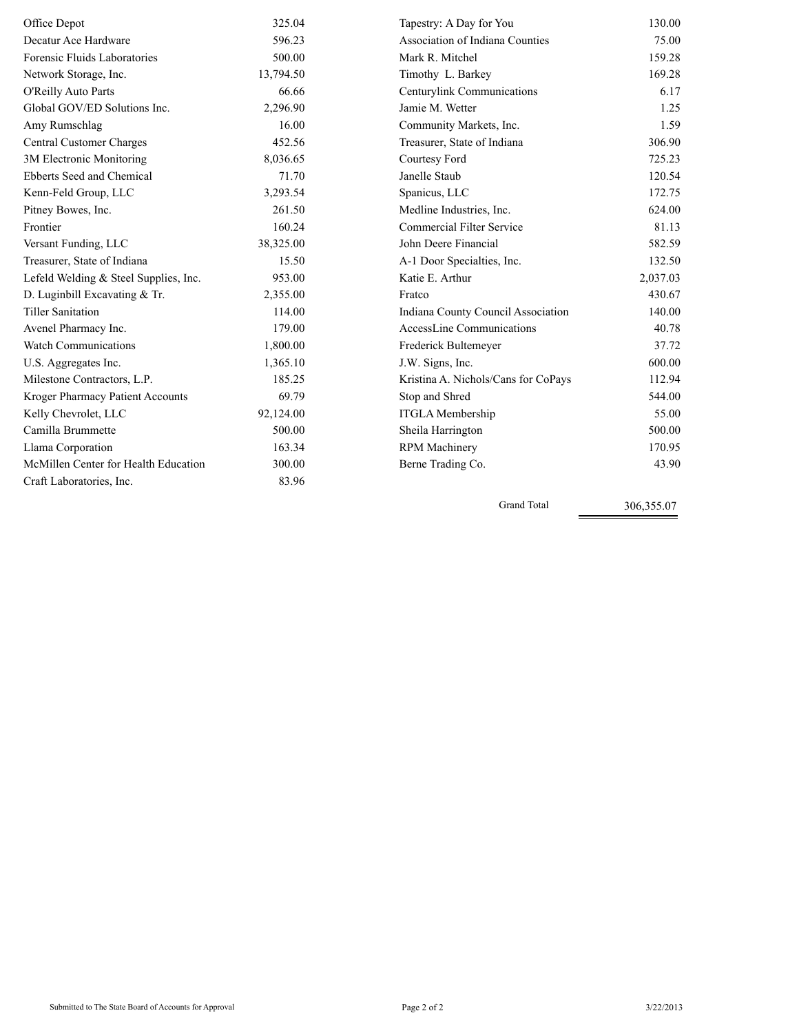| | |
|---|---|
| Office Depot | 325.04 |
| Decatur Ace Hardware | 596.23 |
| Forensic Fluids Laboratories | 500.00 |
| Network Storage, Inc. | 13,794.50 |
| O'Reilly Auto Parts | 66.66 |
| Global GOV/ED Solutions Inc. | 2,296.90 |
| Amy Rumschlag | 16.00 |
| Central Customer Charges | 452.56 |
| 3M Electronic Monitoring | 8,036.65 |
| Ebberts Seed and Chemical | 71.70 |
| Kenn-Feld Group, LLC | 3,293.54 |
| Pitney Bowes, Inc. | 261.50 |
| Frontier | 160.24 |
| Versant Funding, LLC | 38,325.00 |
| Treasurer, State of Indiana | 15.50 |
| Lefeld Welding & Steel Supplies, Inc. | 953.00 |
| D. Luginbill Excavating & Tr. | 2,355.00 |
| Tiller Sanitation | 114.00 |
| Avenel Pharmacy Inc. | 179.00 |
| Watch Communications | 1,800.00 |
| U.S. Aggregates Inc. | 1,365.10 |
| Milestone Contractors, L.P. | 185.25 |
| Kroger Pharmacy Patient Accounts | 69.79 |
| Kelly Chevrolet, LLC | 92,124.00 |
| Camilla Brummette | 500.00 |
| Llama Corporation | 163.34 |
| McMillen Center for Health Education | 300.00 |
| Craft Laboratories, Inc. | 83.96 |
| Tapestry: A Day for You | 130.00 |
| Association of Indiana Counties | 75.00 |
| Mark R. Mitchel | 159.28 |
| Timothy L. Barkey | 169.28 |
| Centurylink Communications | 6.17 |
| Jamie M. Wetter | 1.25 |
| Community Markets, Inc. | 1.59 |
| Treasurer, State of Indiana | 306.90 |
| Courtesy Ford | 725.23 |
| Janelle Staub | 120.54 |
| Spanicus, LLC | 172.75 |
| Medline Industries, Inc. | 624.00 |
| Commercial Filter Service | 81.13 |
| John Deere Financial | 582.59 |
| A-1 Door Specialties, Inc. | 132.50 |
| Katie E. Arthur | 2,037.03 |
| Fratco | 430.67 |
| Indiana County Council Association | 140.00 |
| AccessLine Communications | 40.78 |
| Frederick Bultemeyer | 37.72 |
| J.W. Signs, Inc. | 600.00 |
| Kristina A. Nichols/Cans for CoPays | 112.94 |
| Stop and Shred | 544.00 |
| ITGLA Membership | 55.00 |
| Sheila Harrington | 500.00 |
| RPM Machinery | 170.95 |
| Berne Trading Co. | 43.90 |
| Grand Total | 306,355.07 |

Submitted to The State Board of Accounts for Approval

3/22/2013